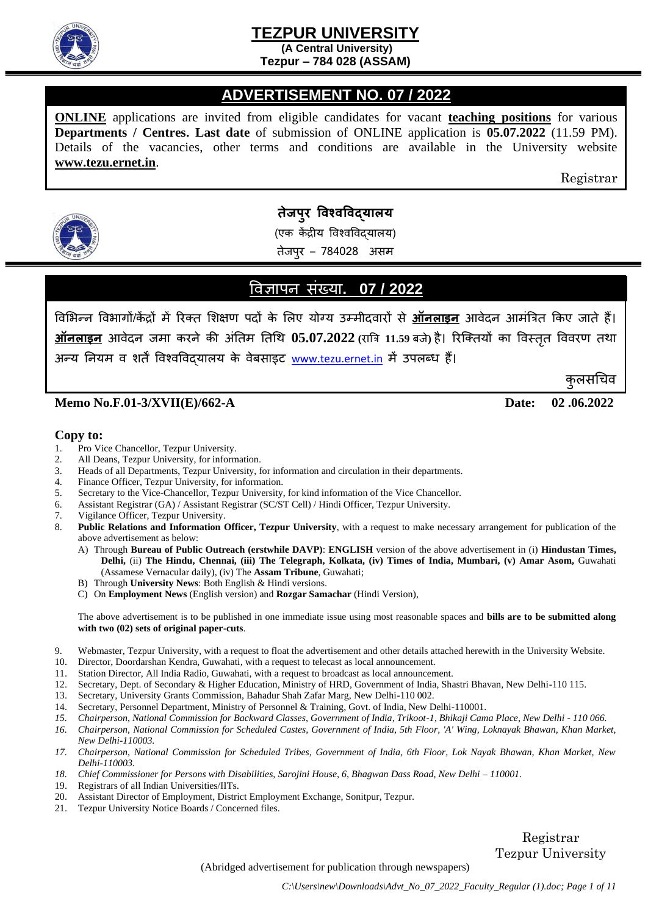# TEZPUR UNIVERSITY

**(A Central University)**
**Tezpur – 784 028 (ASSAM)**

## ADVERTISEMENT NO. 07 / 2022

**ONLINE** applications are invited from eligible candidates for vacant **teaching positions** for various **Departments / Centres. Last date** of submission of ONLINE application is **05.07.2022** (11.59 PM). Details of the vacancies, other terms and conditions are available in the University website **www.tezu.ernet.in**.

Registrar

# तेजपुर विश्वविद्यालय

(एक केंद्रीय विश्वविद्यालय)
तेजपुर – 784028 असम

## विज्ञापन संख्या. 07 / 2022

विभिन्न विभागों/केंद्रों में रिक्त शिक्षण पदों के लिए योग्य उम्मीदवारों से **ऑनलाइन** आवेदन आमंत्रित किए जाते हैं। **ऑनलाइन** आवेदन जमा करने की अंतिम तिथि **05.07.2022** (रात्रि **11.59** बजे) है। रिक्तियों का विस्तृत विवरण तथा अन्य नियम व शर्तें विश्वविद्यालय के वेबसाइट www.tezu.ernet.in में उपलब्ध हैं।

कुलसचिव

**Memo No.F.01-3/XVII(E)/662-A** **Date: 02 .06.2022**

**Copy to:**

1. Pro Vice Chancellor, Tezpur University.
2. All Deans, Tezpur University, for information.
3. Heads of all Departments, Tezpur University, for information and circulation in their departments.
4. Finance Officer, Tezpur University, for information.
5. Secretary to the Vice-Chancellor, Tezpur University, for kind information of the Vice Chancellor.
6. Assistant Registrar (GA) / Assistant Registrar (SC/ST Cell) / Hindi Officer, Tezpur University.
7. Vigilance Officer, Tezpur University.
8. **Public Relations and Information Officer, Tezpur University**, with a request to make necessary arrangement for publication of the above advertisement as below:
   A) Through **Bureau of Public Outreach (erstwhile DAVP)**: **ENGLISH** version of the above advertisement in (i) **Hindustan Times, Delhi,** (ii) **The Hindu, Chennai, (iii) The Telegraph, Kolkata, (iv) Times of India, Mumbari, (v) Amar Asom,** Guwahati (Assamese Vernacular daily), (iv) The **Assam Tribune**, Guwahati;
   B) Through **University News**: Both English & Hindi versions.
   C) On **Employment News** (English version) and **Rozgar Samachar** (Hindi Version),

   The above advertisement is to be published in one immediate issue using most reasonable spaces and **bills are to be submitted along with two (02) sets of original paper-cuts**.

9. Webmaster, Tezpur University, with a request to float the advertisement and other details attached herewith in the University Website.
10. Director, Doordarshan Kendra, Guwahati, with a request to telecast as local announcement.
11. Station Director, All India Radio, Guwahati, with a request to broadcast as local announcement.
12. Secretary, Dept. of Secondary & Higher Education, Ministry of HRD, Government of India, Shastri Bhavan, New Delhi-110 115.
13. Secretary, University Grants Commission, Bahadur Shah Zafar Marg, New Delhi-110 002.
14. Secretary, Personnel Department, Ministry of Personnel & Training, Govt. of India, New Delhi-110001.
15. *Chairperson, National Commission for Backward Classes, Government of India, Trikoot-1, Bhikaji Cama Place, New Delhi - 110 066.*
16. *Chairperson, National Commission for Scheduled Castes, Government of India, 5th Floor, 'A' Wing, Loknayak Bhawan, Khan Market, New Delhi-110003.*
17. *Chairperson, National Commission for Scheduled Tribes, Government of India, 6th Floor, Lok Nayak Bhawan, Khan Market, New Delhi-110003.*
18. *Chief Commissioner for Persons with Disabilities, Sarojini House, 6, Bhagwan Dass Road, New Delhi – 110001.*
19. Registrars of all Indian Universities/IITs.
20. Assistant Director of Employment, District Employment Exchange, Sonitpur, Tezpur.
21. Tezpur University Notice Boards / Concerned files.

Registrar
Tezpur University

(Abridged advertisement for publication through newspapers)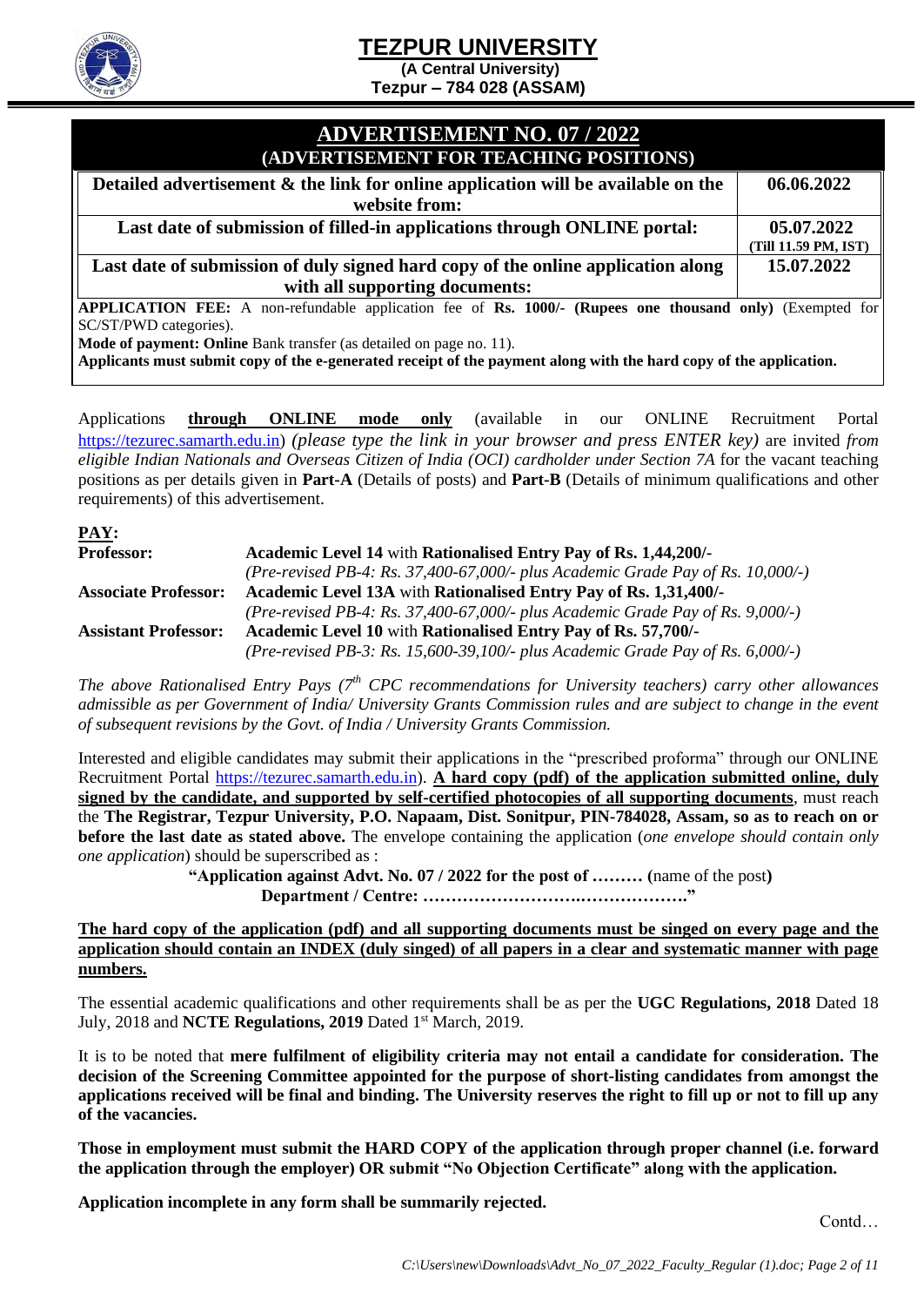# TEZPUR UNIVERSITY

**(A Central University)**
**Tezpur – 784 028 (ASSAM)**

## ADVERTISEMENT NO. 07 / 2022
### (ADVERTISEMENT FOR TEACHING POSITIONS)

| | |
|---|---|
| **Detailed advertisement & the link for online application will be available on the website from:** | **06.06.2022** |
| **Last date of submission of filled-in applications through ONLINE portal:** | **05.07.2022** **(Till 11.59 PM, IST)** |
| **Last date of submission of duly signed hard copy of the online application along with all supporting documents:** | **15.07.2022** |

**APPLICATION FEE:** A non-refundable application fee of **Rs. 1000/- (Rupees one thousand only)** (Exempted for SC/ST/PWD categories).

**Mode of payment: Online** Bank transfer (as detailed on page no. 11).

**Applicants must submit copy of the e-generated receipt of the payment along with the hard copy of the application.**

Applications **through ONLINE mode only** (available in our ONLINE Recruitment Portal https://tezurec.samarth.edu.in) *(please type the link in your browser and press ENTER key)* are invited *from eligible Indian Nationals and Overseas Citizen of India (OCI) cardholder under Section 7A* for the vacant teaching positions as per details given in **Part-A** (Details of posts) and **Part-B** (Details of minimum qualifications and other requirements) of this advertisement.

**PAY:**

| | |
|---|---|
| **Professor:** | **Academic Level 14** with **Rationalised Entry Pay of Rs. 1,44,200/-** *(Pre-revised PB-4: Rs. 37,400-67,000/- plus Academic Grade Pay of Rs. 10,000/-)* |
| **Associate Professor:** | **Academic Level 13A** with **Rationalised Entry Pay of Rs. 1,31,400/-** *(Pre-revised PB-4: Rs. 37,400-67,000/- plus Academic Grade Pay of Rs. 9,000/-)* |
| **Assistant Professor:** | **Academic Level 10** with **Rationalised Entry Pay of Rs. 57,700/-** *(Pre-revised PB-3: Rs. 15,600-39,100/- plus Academic Grade Pay of Rs. 6,000/-)* |

*The above Rationalised Entry Pays (7th CPC recommendations for University teachers) carry other allowances admissible as per Government of India/ University Grants Commission rules and are subject to change in the event of subsequent revisions by the Govt. of India / University Grants Commission.*

Interested and eligible candidates may submit their applications in the "prescribed proforma" through our ONLINE Recruitment Portal https://tezurec.samarth.edu.in). **A hard copy (pdf) of the application submitted online, duly signed by the candidate, and supported by self-certified photocopies of all supporting documents**, must reach the **The Registrar, Tezpur University, P.O. Napaam, Dist. Sonitpur, PIN-784028, Assam, so as to reach on or before the last date as stated above.** The envelope containing the application (*one envelope should contain only one application*) should be superscribed as :

**"Application against Advt. No. 07 / 2022 for the post of ……… (**name of the post**)**
**Department / Centre: ………………………….……………."**

**The hard copy of the application (pdf) and all supporting documents must be singed on every page and the application should contain an INDEX (duly singed) of all papers in a clear and systematic manner with page numbers.**

The essential academic qualifications and other requirements shall be as per the **UGC Regulations, 2018** Dated 18 July, 2018 and **NCTE Regulations, 2019** Dated 1st March, 2019.

It is to be noted that **mere fulfilment of eligibility criteria may not entail a candidate for consideration. The decision of the Screening Committee appointed for the purpose of short-listing candidates from amongst the applications received will be final and binding. The University reserves the right to fill up or not to fill up any of the vacancies.**

**Those in employment must submit the HARD COPY of the application through proper channel (i.e. forward the application through the employer) OR submit "No Objection Certificate" along with the application.**

**Application incomplete in any form shall be summarily rejected.**

Contd…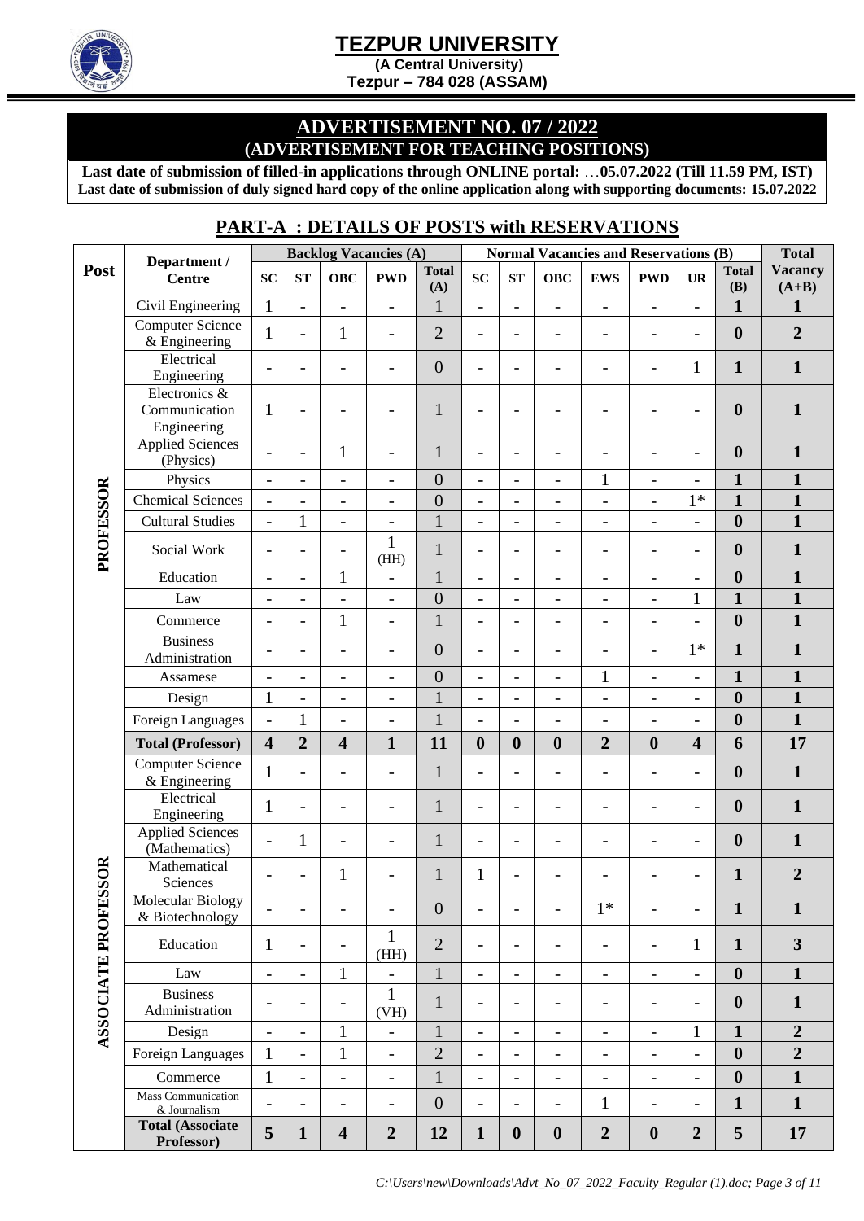# TEZPUR UNIVERSITY

**(A Central University)**

**Tezpur – 784 028 (ASSAM)**

## ADVERTISEMENT NO. 07 / 2022

**(ADVERTISEMENT FOR TEACHING POSITIONS)**

**Last date of submission of filled-in applications through ONLINE portal: …05.07.2022 (Till 11.59 PM, IST)**

**Last date of submission of duly signed hard copy of the online application along with supporting documents: 15.07.2022**

## PART-A : DETAILS OF POSTS with RESERVATIONS

| Post | Department / Centre | Backlog Vacancies (A) | | | | | Normal Vacancies and Reservations (B) | | | | | | | Total Vacancy (A+B) |
|---|---|---|---|---|---|---|---|---|---|---|---|---|---|---|
| | | SC | ST | OBC | PWD | Total (A) | SC | ST | OBC | EWS | PWD | UR | Total (B) | |
| PROFESSOR | Civil Engineering | 1 | - | - | - | 1 | - | - | - | - | - | - | 1 | 1 |
| | Computer Science & Engineering | 1 | - | 1 | - | 2 | - | - | - | - | - | - | 0 | 2 |
| | Electrical Engineering | - | - | - | - | 0 | - | - | - | - | - | 1 | 1 | 1 |
| | Electronics & Communication Engineering | 1 | - | - | - | 1 | - | - | - | - | - | - | 0 | 1 |
| | Applied Sciences (Physics) | - | - | 1 | - | 1 | - | - | - | - | - | - | 0 | 1 |
| | Physics | - | - | - | - | 0 | - | - | - | 1 | - | - | 1 | 1 |
| | Chemical Sciences | - | - | - | - | 0 | - | - | - | - | - | 1* | 1 | 1 |
| | Cultural Studies | - | 1 | - | - | 1 | - | - | - | - | - | - | 0 | 1 |
| | Social Work | - | - | - | 1 (HH) | 1 | - | - | - | - | - | - | 0 | 1 |
| | Education | - | - | 1 | - | 1 | - | - | - | - | - | - | 0 | 1 |
| | Law | - | - | - | - | 0 | - | - | - | - | - | 1 | 1 | 1 |
| | Commerce | - | - | 1 | - | 1 | - | - | - | - | - | - | 0 | 1 |
| | Business Administration | - | - | - | - | 0 | - | - | - | - | - | 1* | 1 | 1 |
| | Assamese | - | - | - | - | 0 | - | - | - | 1 | - | - | 1 | 1 |
| | Design | 1 | - | - | - | 1 | - | - | - | - | - | - | 0 | 1 |
| | Foreign Languages | - | 1 | - | - | 1 | - | - | - | - | - | - | 0 | 1 |
| | **Total (Professor)** | **4** | **2** | **4** | **1** | **11** | **0** | **0** | **0** | **2** | **0** | **4** | **6** | **17** |
| ASSOCIATE PROFESSOR | Computer Science & Engineering | 1 | - | - | - | 1 | - | - | - | - | - | - | 0 | 1 |
| | Electrical Engineering | 1 | - | - | - | 1 | - | - | - | - | - | - | 0 | 1 |
| | Applied Sciences (Mathematics) | - | 1 | - | - | 1 | - | - | - | - | - | - | 0 | 1 |
| | Mathematical Sciences | - | - | 1 | - | 1 | 1 | - | - | - | - | - | 1 | 2 |
| | Molecular Biology & Biotechnology | - | - | - | - | 0 | - | - | - | 1* | - | - | 1 | 1 |
| | Education | 1 | - | - | 1 (HH) | 2 | - | - | - | - | - | 1 | 1 | 3 |
| | Law | - | - | 1 | - | 1 | - | - | - | - | - | - | 0 | 1 |
| | Business Administration | - | - | - | 1 (VH) | 1 | - | - | - | - | - | - | 0 | 1 |
| | Design | - | - | 1 | - | 1 | - | - | - | - | - | 1 | 1 | 2 |
| | Foreign Languages | 1 | - | 1 | - | 2 | - | - | - | - | - | - | 0 | 2 |
| | Commerce | 1 | - | - | - | 1 | - | - | - | - | - | - | 0 | 1 |
| | Mass Communication & Journalism | - | - | - | - | 0 | - | - | - | 1 | - | - | 1 | 1 |
| | **Total (Associate Professor)** | **5** | **1** | **4** | **2** | **12** | **1** | **0** | **0** | **2** | **0** | **2** | **5** | **17** |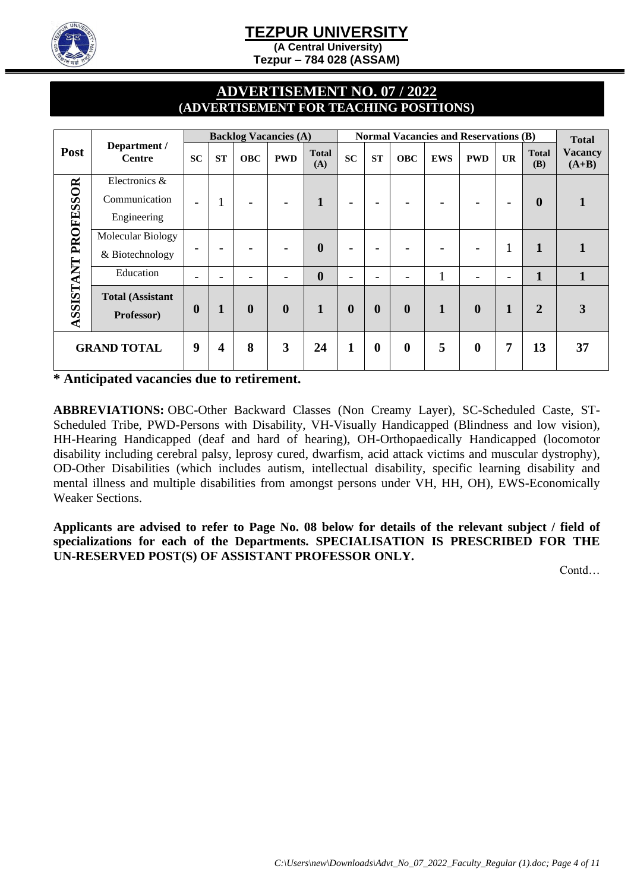# TEZPUR UNIVERSITY

**(A Central University)**
**Tezpur – 784 028 (ASSAM)**

## ADVERTISEMENT NO. 07 / 2022
### (ADVERTISEMENT FOR TEACHING POSITIONS)

| Post | Department / Centre | Backlog Vacancies (A) | | | | | Normal Vacancies and Reservations (B) | | | | | | | Total Vacancy (A+B) |
|---|---|---|---|---|---|---|---|---|---|---|---|---|---|---|
| | | SC | ST | OBC | PWD | Total (A) | SC | ST | OBC | EWS | PWD | UR | Total (B) | |
| ASSISTANT PROFESSOR | Electronics & Communication Engineering | - | 1 | - | - | **1** | - | - | - | - | - | - | **0** | **1** |
| | Molecular Biology & Biotechnology | - | - | - | - | **0** | - | - | - | - | - | 1 | **1** | **1** |
| | Education | - | - | - | - | **0** | - | - | - | 1 | - | - | **1** | **1** |
| | **Total (Assistant Professor)** | **0** | **1** | **0** | **0** | **1** | **0** | **0** | **0** | **1** | **0** | **1** | **2** | **3** |
| **GRAND TOTAL** | | **9** | **4** | **8** | **3** | **24** | **1** | **0** | **0** | **5** | **0** | **7** | **13** | **37** |

**\* Anticipated vacancies due to retirement.**

**ABBREVIATIONS:** OBC-Other Backward Classes (Non Creamy Layer), SC-Scheduled Caste, ST-Scheduled Tribe, PWD-Persons with Disability, VH-Visually Handicapped (Blindness and low vision), HH-Hearing Handicapped (deaf and hard of hearing), OH-Orthopaedically Handicapped (locomotor disability including cerebral palsy, leprosy cured, dwarfism, acid attack victims and muscular dystrophy), OD-Other Disabilities (which includes autism, intellectual disability, specific learning disability and mental illness and multiple disabilities from amongst persons under VH, HH, OH), EWS-Economically Weaker Sections.

**Applicants are advised to refer to Page No. 08 below for details of the relevant subject / field of specializations for each of the Departments. SPECIALISATION IS PRESCRIBED FOR THE UN-RESERVED POST(S) OF ASSISTANT PROFESSOR ONLY.**

Contd…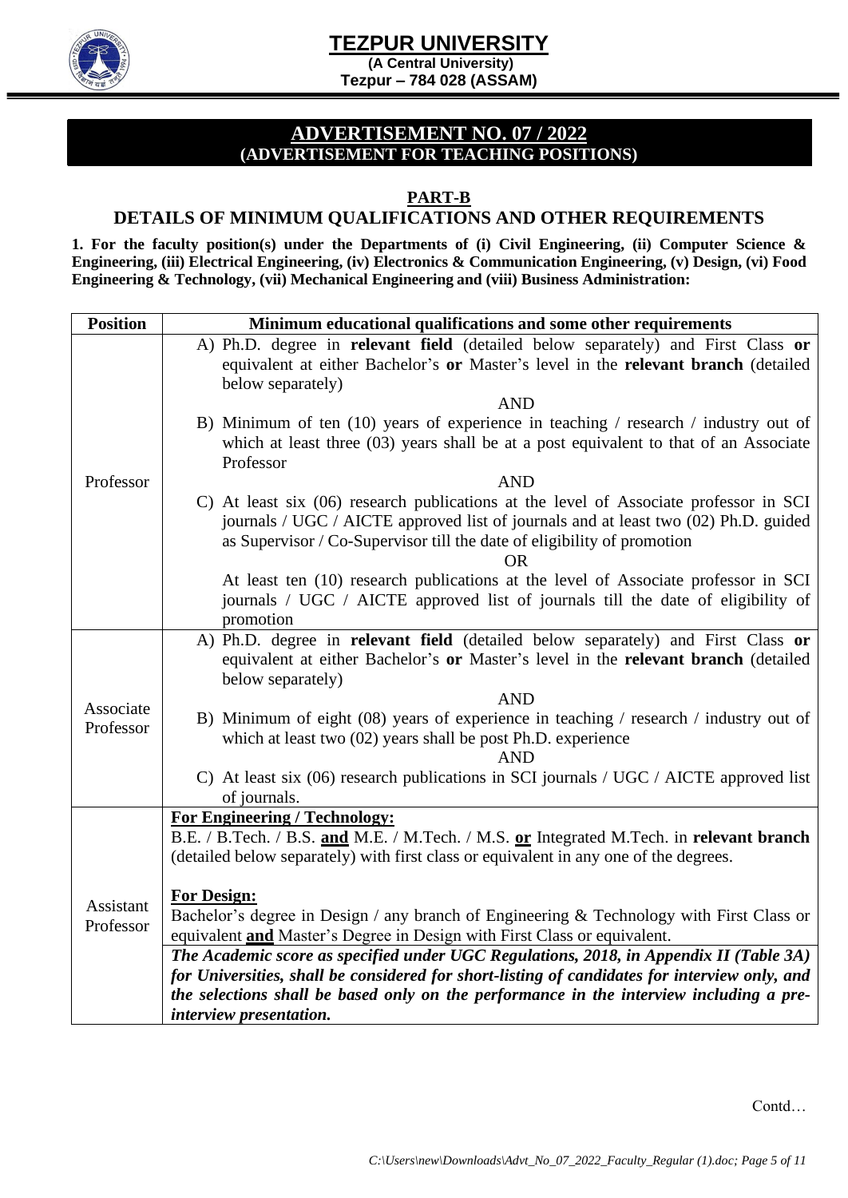# TEZPUR UNIVERSITY

**(A Central University)**
**Tezpur – 784 028 (ASSAM)**

## ADVERTISEMENT NO. 07 / 2022
**(ADVERTISEMENT FOR TEACHING POSITIONS)**

## PART-B
## DETAILS OF MINIMUM QUALIFICATIONS AND OTHER REQUIREMENTS

**1. For the faculty position(s) under the Departments of (i) Civil Engineering, (ii) Computer Science & Engineering, (iii) Electrical Engineering, (iv) Electronics & Communication Engineering, (v) Design, (vi) Food Engineering & Technology, (vii) Mechanical Engineering and (viii) Business Administration:**

| Position | Minimum educational qualifications and some other requirements |
|---|---|
| Professor | A) Ph.D. degree in **relevant field** (detailed below separately) and First Class **or** equivalent at either Bachelor's **or** Master's level in the **relevant branch** (detailed below separately)<br>AND<br>B) Minimum of ten (10) years of experience in teaching / research / industry out of which at least three (03) years shall be at a post equivalent to that of an Associate Professor<br>AND<br>C) At least six (06) research publications at the level of Associate professor in SCI journals / UGC / AICTE approved list of journals and at least two (02) Ph.D. guided as Supervisor / Co-Supervisor till the date of eligibility of promotion<br>OR<br>At least ten (10) research publications at the level of Associate professor in SCI journals / UGC / AICTE approved list of journals till the date of eligibility of promotion |
| Associate Professor | A) Ph.D. degree in **relevant field** (detailed below separately) and First Class **or** equivalent at either Bachelor's **or** Master's level in the **relevant branch** (detailed below separately)<br>AND<br>B) Minimum of eight (08) years of experience in teaching / research / industry out of which at least two (02) years shall be post Ph.D. experience<br>AND<br>C) At least six (06) research publications in SCI journals / UGC / AICTE approved list of journals. |
| Assistant Professor | **For Engineering / Technology:**<br>B.E. / B.Tech. / B.S. **and** M.E. / M.Tech. / M.S. **or** Integrated M.Tech. in **relevant branch** (detailed below separately) with first class or equivalent in any one of the degrees.<br><br>**For Design:**<br>Bachelor's degree in Design / any branch of Engineering & Technology with First Class or equivalent **and** Master's Degree in Design with First Class or equivalent.<br>***The Academic score as specified under UGC Regulations, 2018, in Appendix II (Table 3A) for Universities, shall be considered for short-listing of candidates for interview only, and the selections shall be based only on the performance in the interview including a pre-interview presentation.*** |

Contd…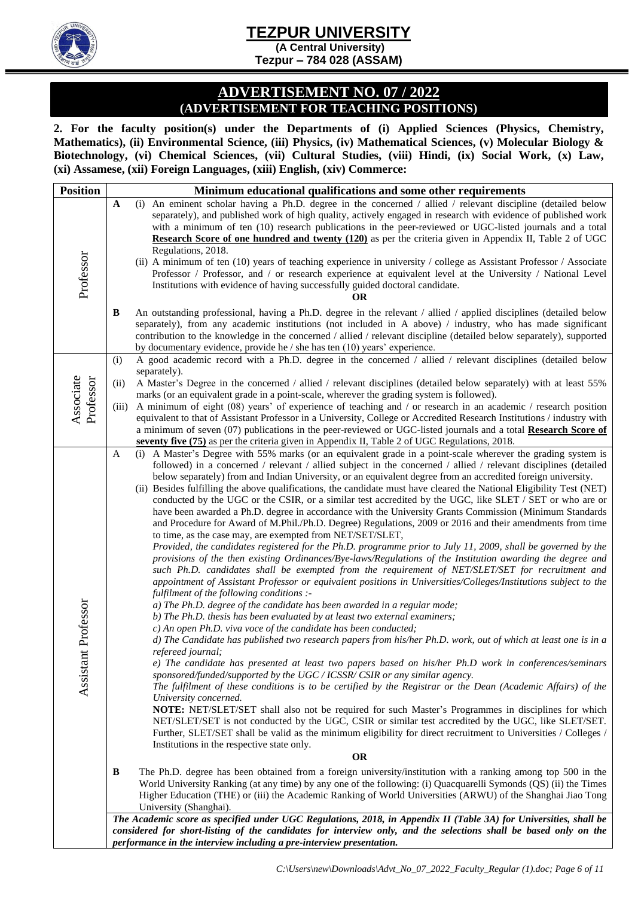# TEZPUR UNIVERSITY

**(A Central University)**
**Tezpur – 784 028 (ASSAM)**

## ADVERTISEMENT NO. 07 / 2022
### (ADVERTISEMENT FOR TEACHING POSITIONS)

**2. For the faculty position(s) under the Departments of (i) Applied Sciences (Physics, Chemistry, Mathematics), (ii) Environmental Science, (iii) Physics, (iv) Mathematical Sciences, (v) Molecular Biology & Biotechnology, (vi) Chemical Sciences, (vii) Cultural Studies, (viii) Hindi, (ix) Social Work, (x) Law, (xi) Assamese, (xii) Foreign Languages, (xiii) English, (xiv) Commerce:**

| Position | Minimum educational qualifications and some other requirements |
|---|---|
| Professor | **A** (i) An eminent scholar having a Ph.D. degree in the concerned / allied / relevant discipline (detailed below separately), and published work of high quality, actively engaged in research with evidence of published work with a minimum of ten (10) research publications in the peer-reviewed or UGC-listed journals and a total **Research Score of one hundred and twenty (120)** as per the criteria given in Appendix II, Table 2 of UGC Regulations, 2018.<br>(ii) A minimum of ten (10) years of teaching experience in university / college as Assistant Professor / Associate Professor / Professor, and / or research experience at equivalent level at the University / National Level Institutions with evidence of having successfully guided doctoral candidate.<br>**OR**<br>**B** An outstanding professional, having a Ph.D. degree in the relevant / allied / applied disciplines (detailed below separately), from any academic institutions (not included in A above) / industry, who has made significant contribution to the knowledge in the concerned / allied / relevant discipline (detailed below separately), supported by documentary evidence, provide he / she has ten (10) years' experience. |
| Associate Professor | (i) A good academic record with a Ph.D. degree in the concerned / allied / relevant disciplines (detailed below separately).<br>(ii) A Master's Degree in the concerned / allied / relevant disciplines (detailed below separately) with at least 55% marks (or an equivalent grade in a point-scale, wherever the grading system is followed).<br>(iii) A minimum of eight (08) years' of experience of teaching and / or research in an academic / research position equivalent to that of Assistant Professor in a University, College or Accredited Research Institutions / industry with a minimum of seven (07) publications in the peer-reviewed or UGC-listed journals and a total **Research Score of seventy five (75)** as per the criteria given in Appendix II, Table 2 of UGC Regulations, 2018. |
| Assistant Professor | A (i) A Master's Degree with 55% marks (or an equivalent grade in a point-scale wherever the grading system is followed) in a concerned / relevant / allied subject in the concerned / allied / relevant disciplines (detailed below separately) from and Indian University, or an equivalent degree from an accredited foreign university.<br>(ii) Besides fulfilling the above qualifications, the candidate must have cleared the National Eligibility Test (NET) conducted by the UGC or the CSIR, or a similar test accredited by the UGC, like SLET / SET or who are or have been awarded a Ph.D. degree in accordance with the University Grants Commission (Minimum Standards and Procedure for Award of M.Phil./Ph.D. Degree) Regulations, 2009 or 2016 and their amendments from time to time, as the case may, are exempted from NET/SET/SLET,<br>*Provided, the candidates registered for the Ph.D. programme prior to July 11, 2009, shall be governed by the provisions of the then existing Ordinances/Bye-laws/Regulations of the Institution awarding the degree and such Ph.D. candidates shall be exempted from the requirement of NET/SLET/SET for recruitment and appointment of Assistant Professor or equivalent positions in Universities/Colleges/Institutions subject to the fulfilment of the following conditions :-*<br>*a) The Ph.D. degree of the candidate has been awarded in a regular mode;*<br>*b) The Ph.D. thesis has been evaluated by at least two external examiners;*<br>*c) An open Ph.D. viva voce of the candidate has been conducted;*<br>*d) The Candidate has published two research papers from his/her Ph.D. work, out of which at least one is in a refereed journal;*<br>*e) The candidate has presented at least two papers based on his/her Ph.D work in conferences/seminars sponsored/funded/supported by the UGC / ICSSR/ CSIR or any similar agency.*<br>*The fulfilment of these conditions is to be certified by the Registrar or the Dean (Academic Affairs) of the University concerned.*<br>**NOTE:** NET/SLET/SET shall also not be required for such Master's Programmes in disciplines for which NET/SLET/SET is not conducted by the UGC, CSIR or similar test accredited by the UGC, like SLET/SET. Further, SLET/SET shall be valid as the minimum eligibility for direct recruitment to Universities / Colleges / Institutions in the respective state only.<br>**OR**<br>**B** The Ph.D. degree has been obtained from a foreign university/institution with a ranking among top 500 in the World University Ranking (at any time) by any one of the following: (i) Quacquarelli Symonds (QS) (ii) the Times Higher Education (THE) or (iii) the Academic Ranking of World Universities (ARWU) of the Shanghai Jiao Tong University (Shanghai).<br>***The Academic score as specified under UGC Regulations, 2018, in Appendix II (Table 3A) for Universities, shall be considered for short-listing of the candidates for interview only, and the selections shall be based only on the performance in the interview including a pre-interview presentation.*** |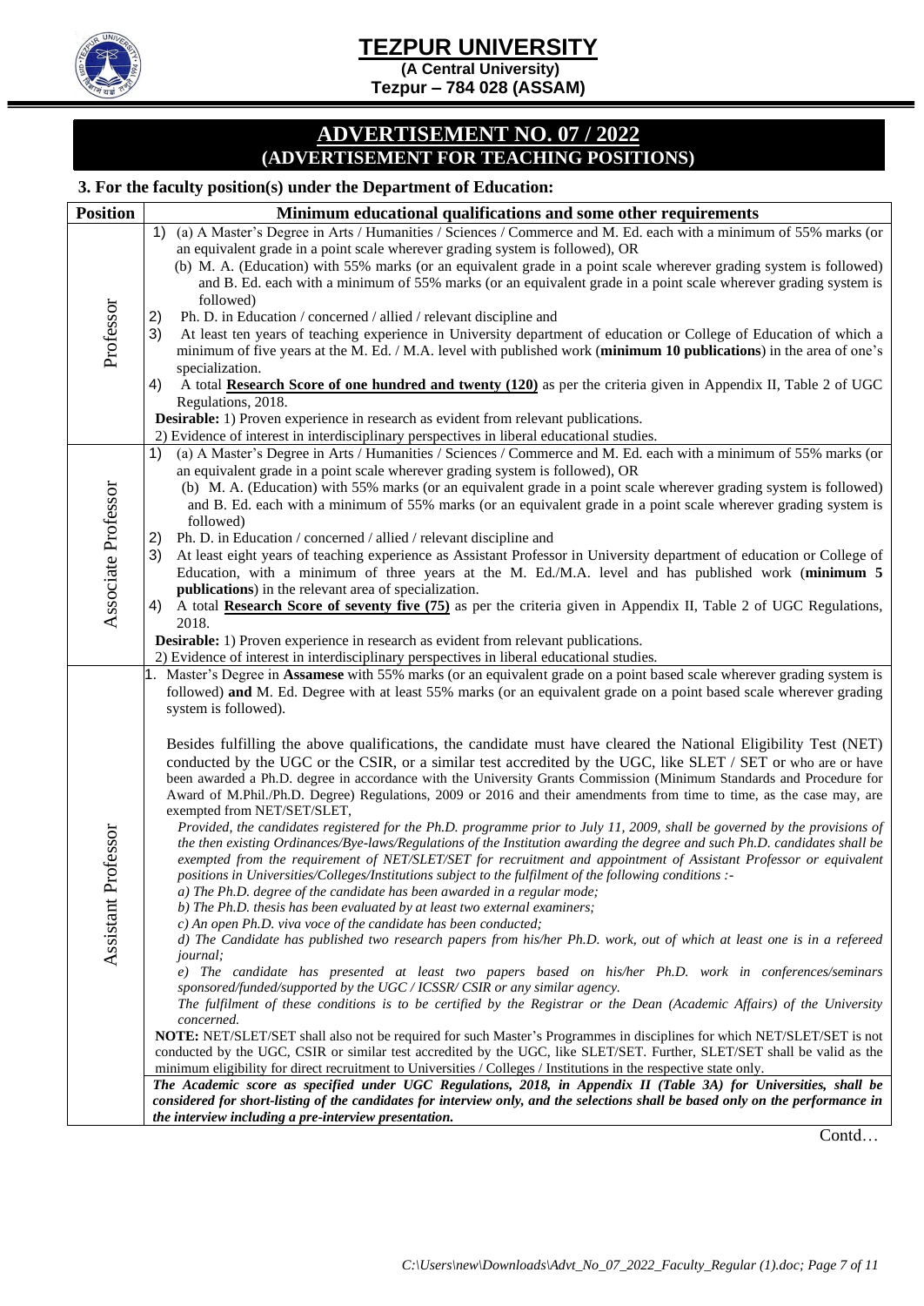# TEZPUR UNIVERSITY

**(A Central University)**
**Tezpur – 784 028 (ASSAM)**

## ADVERTISEMENT NO. 07 / 2022
## (ADVERTISEMENT FOR TEACHING POSITIONS)

### 3. For the faculty position(s) under the Department of Education:

| Position | Minimum educational qualifications and some other requirements |
|---|---|
| Professor | 1) (a) A Master's Degree in Arts / Humanities / Sciences / Commerce and M. Ed. each with a minimum of 55% marks (or an equivalent grade in a point scale wherever grading system is followed), OR<br>(b) M. A. (Education) with 55% marks (or an equivalent grade in a point scale wherever grading system is followed) and B. Ed. each with a minimum of 55% marks (or an equivalent grade in a point scale wherever grading system is followed)<br>2) Ph. D. in Education / concerned / allied / relevant discipline and<br>3) At least ten years of teaching experience in University department of education or College of Education of which a minimum of five years at the M. Ed. / M.A. level with published work (**minimum 10 publications**) in the area of one's specialization.<br>4) A total **Research Score of one hundred and twenty (120)** as per the criteria given in Appendix II, Table 2 of UGC Regulations, 2018.<br>**Desirable:** 1) Proven experience in research as evident from relevant publications.<br>2) Evidence of interest in interdisciplinary perspectives in liberal educational studies. |
| Associate Professor | 1) (a) A Master's Degree in Arts / Humanities / Sciences / Commerce and M. Ed. each with a minimum of 55% marks (or an equivalent grade in a point scale wherever grading system is followed), OR<br>(b) M. A. (Education) with 55% marks (or an equivalent grade in a point scale wherever grading system is followed) and B. Ed. each with a minimum of 55% marks (or an equivalent grade in a point scale wherever grading system is followed)<br>2) Ph. D. in Education / concerned / allied / relevant discipline and<br>3) At least eight years of teaching experience as Assistant Professor in University department of education or College of Education, with a minimum of three years at the M. Ed./M.A. level and has published work (**minimum 5 publications**) in the relevant area of specialization.<br>4) A total **Research Score of seventy five (75)** as per the criteria given in Appendix II, Table 2 of UGC Regulations, 2018.<br>**Desirable:** 1) Proven experience in research as evident from relevant publications.<br>2) Evidence of interest in interdisciplinary perspectives in liberal educational studies. |
| Assistant Professor | 1. Master's Degree in **Assamese** with 55% marks (or an equivalent grade on a point based scale wherever grading system is followed) **and** M. Ed. Degree with at least 55% marks (or an equivalent grade on a point based scale wherever grading system is followed).<br><br>Besides fulfilling the above qualifications, the candidate must have cleared the National Eligibility Test (NET) conducted by the UGC or the CSIR, or a similar test accredited by the UGC, like SLET / SET or who are or have been awarded a Ph.D. degree in accordance with the University Grants Commission (Minimum Standards and Procedure for Award of M.Phil./Ph.D. Degree) Regulations, 2009 or 2016 and their amendments from time to time, as the case may, are exempted from NET/SET/SLET,<br>*Provided, the candidates registered for the Ph.D. programme prior to July 11, 2009, shall be governed by the provisions of the then existing Ordinances/Bye-laws/Regulations of the Institution awarding the degree and such Ph.D. candidates shall be exempted from the requirement of NET/SLET/SET for recruitment and appointment of Assistant Professor or equivalent positions in Universities/Colleges/Institutions subject to the fulfilment of the following conditions :-*<br>*a) The Ph.D. degree of the candidate has been awarded in a regular mode;*<br>*b) The Ph.D. thesis has been evaluated by at least two external examiners;*<br>*c) An open Ph.D. viva voce of the candidate has been conducted;*<br>*d) The Candidate has published two research papers from his/her Ph.D. work, out of which at least one is in a refereed journal;*<br>*e) The candidate has presented at least two papers based on his/her Ph.D. work in conferences/seminars sponsored/funded/supported by the UGC / ICSSR/ CSIR or any similar agency.*<br>*The fulfilment of these conditions is to be certified by the Registrar or the Dean (Academic Affairs) of the University concerned.*<br>**NOTE:** NET/SLET/SET shall also not be required for such Master's Programmes in disciplines for which NET/SLET/SET is not conducted by the UGC, CSIR or similar test accredited by the UGC, like SLET/SET. Further, SLET/SET shall be valid as the minimum eligibility for direct recruitment to Universities / Colleges / Institutions in the respective state only.<br>***The Academic score as specified under UGC Regulations, 2018, in Appendix II (Table 3A) for Universities, shall be considered for short-listing of the candidates for interview only, and the selections shall be based only on the performance in the interview including a pre-interview presentation.*** |

Contd…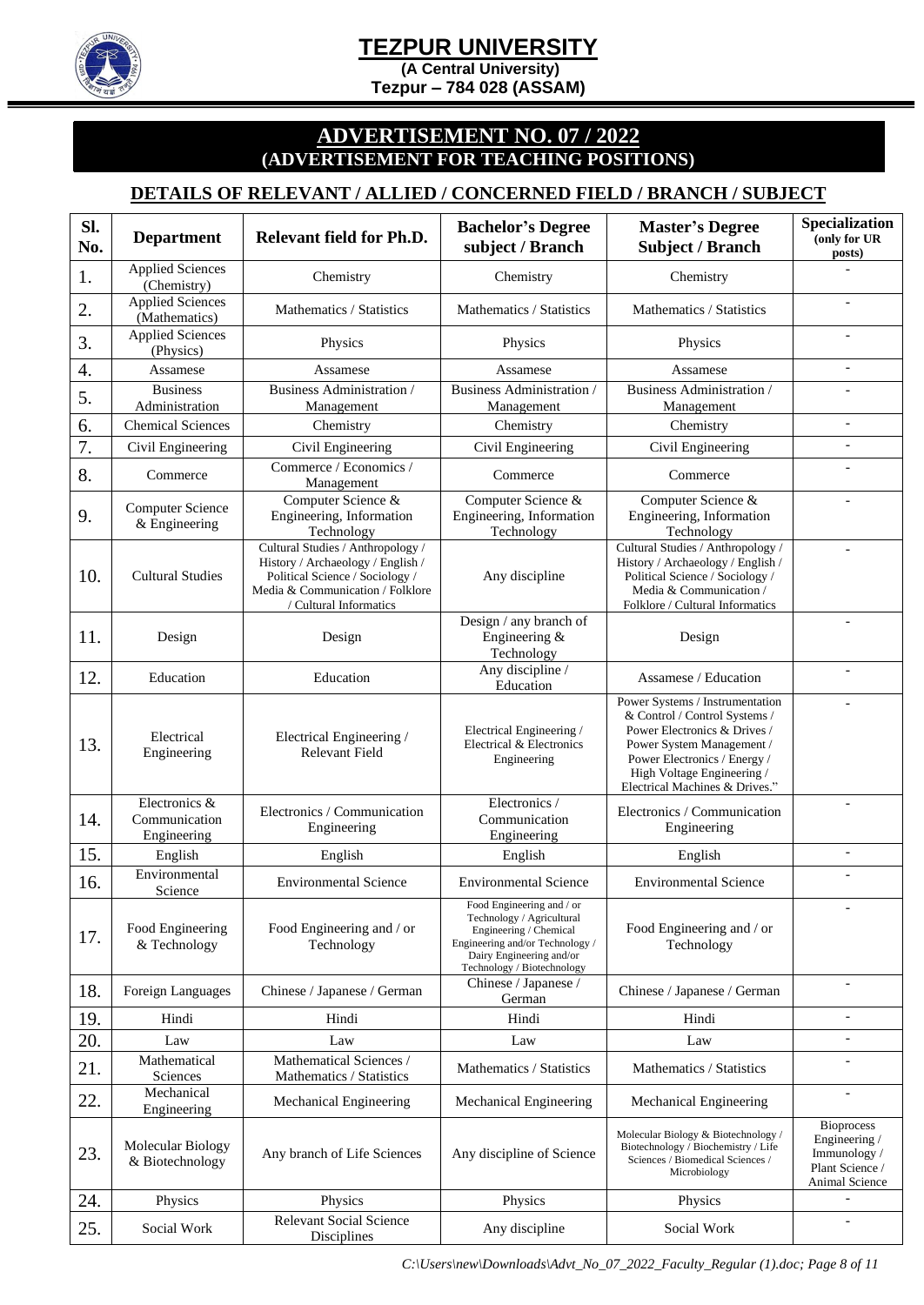# TEZPUR UNIVERSITY

**(A Central University)**
**Tezpur – 784 028 (ASSAM)**

## ADVERTISEMENT NO. 07 / 2022
**(ADVERTISEMENT FOR TEACHING POSITIONS)**

### DETAILS OF RELEVANT / ALLIED / CONCERNED FIELD / BRANCH / SUBJECT

| Sl. No. | Department | Relevant field for Ph.D. | Bachelor's Degree subject / Branch | Master's Degree Subject / Branch | Specialization (only for UR posts) |
|---|---|---|---|---|---|
| 1. | Applied Sciences (Chemistry) | Chemistry | Chemistry | Chemistry | - |
| 2. | Applied Sciences (Mathematics) | Mathematics / Statistics | Mathematics / Statistics | Mathematics / Statistics | - |
| 3. | Applied Sciences (Physics) | Physics | Physics | Physics | - |
| 4. | Assamese | Assamese | Assamese | Assamese | - |
| 5. | Business Administration | Business Administration / Management | Business Administration / Management | Business Administration / Management | - |
| 6. | Chemical Sciences | Chemistry | Chemistry | Chemistry | - |
| 7. | Civil Engineering | Civil Engineering | Civil Engineering | Civil Engineering | - |
| 8. | Commerce | Commerce / Economics / Management | Commerce | Commerce | - |
| 9. | Computer Science & Engineering | Computer Science & Engineering, Information Technology | Computer Science & Engineering, Information Technology | Computer Science & Engineering, Information Technology | - |
| 10. | Cultural Studies | Cultural Studies / Anthropology / History / Archaeology / English / Political Science / Sociology / Media & Communication / Folklore / Cultural Informatics | Any discipline | Cultural Studies / Anthropology / History / Archaeology / English / Political Science / Sociology / Media & Communication / Folklore / Cultural Informatics | - |
| 11. | Design | Design | Design / any branch of Engineering & Technology | Design | - |
| 12. | Education | Education | Any discipline / Education | Assamese / Education | - |
| 13. | Electrical Engineering | Electrical Engineering / Relevant Field | Electrical Engineering / Electrical & Electronics Engineering | Power Systems / Instrumentation & Control / Control Systems / Power Electronics & Drives / Power System Management / Power Electronics / Energy / High Voltage Engineering / Electrical Machines & Drives." | - |
| 14. | Electronics & Communication Engineering | Electronics / Communication Engineering | Electronics / Communication Engineering | Electronics / Communication Engineering | - |
| 15. | English | English | English | English | - |
| 16. | Environmental Science | Environmental Science | Environmental Science | Environmental Science | - |
| 17. | Food Engineering & Technology | Food Engineering and / or Technology | Food Engineering and / or Technology / Agricultural Engineering / Chemical Engineering and/or Technology / Dairy Engineering and/or Technology / Biotechnology | Food Engineering and / or Technology | - |
| 18. | Foreign Languages | Chinese / Japanese / German | Chinese / Japanese / German | Chinese / Japanese / German | - |
| 19. | Hindi | Hindi | Hindi | Hindi | - |
| 20. | Law | Law | Law | Law | - |
| 21. | Mathematical Sciences | Mathematical Sciences / Mathematics / Statistics | Mathematics / Statistics | Mathematics / Statistics | - |
| 22. | Mechanical Engineering | Mechanical Engineering | Mechanical Engineering | Mechanical Engineering | - |
| 23. | Molecular Biology & Biotechnology | Any branch of Life Sciences | Any discipline of Science | Molecular Biology & Biotechnology / Biotechnology / Biochemistry / Life Sciences / Biomedical Sciences / Microbiology | Bioprocess Engineering / Immunology / Plant Science / Animal Science |
| 24. | Physics | Physics | Physics | Physics | - |
| 25. | Social Work | Relevant Social Science Disciplines | Any discipline | Social Work | - |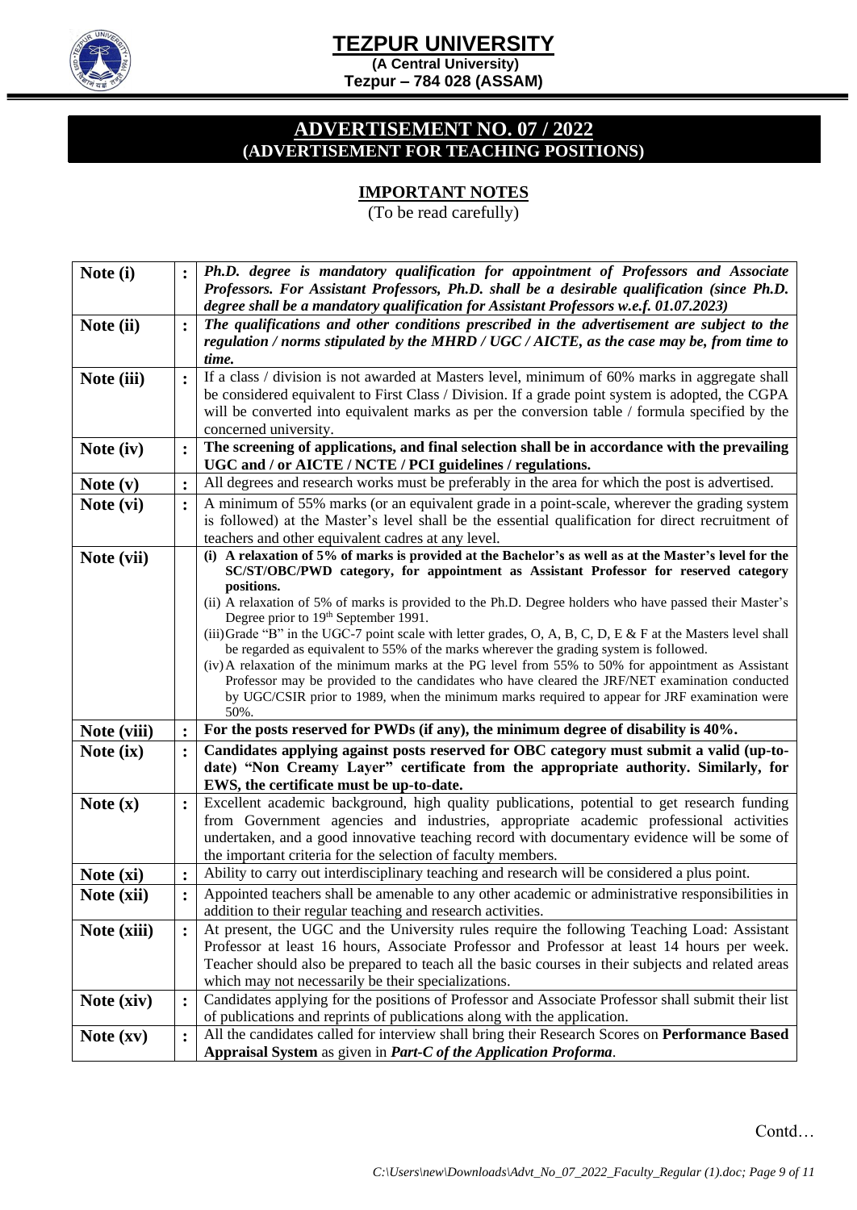# TEZPUR UNIVERSITY

**(A Central University)**
**Tezpur – 784 028 (ASSAM)**

## ADVERTISEMENT NO. 07 / 2022
**(ADVERTISEMENT FOR TEACHING POSITIONS)**

### IMPORTANT NOTES
(To be read carefully)

| | | |
|---|---|---|
| **Note (i)** | **:** | ***Ph.D. degree is mandatory qualification for appointment of Professors and Associate Professors. For Assistant Professors, Ph.D. shall be a desirable qualification (since Ph.D. degree shall be a mandatory qualification for Assistant Professors w.e.f. 01.07.2023)*** |
| **Note (ii)** | **:** | ***The qualifications and other conditions prescribed in the advertisement are subject to the regulation / norms stipulated by the MHRD / UGC / AICTE, as the case may be, from time to time.*** |
| **Note (iii)** | **:** | If a class / division is not awarded at Masters level, minimum of 60% marks in aggregate shall be considered equivalent to First Class / Division. If a grade point system is adopted, the CGPA will be converted into equivalent marks as per the conversion table / formula specified by the concerned university. |
| **Note (iv)** | **:** | **The screening of applications, and final selection shall be in accordance with the prevailing UGC and / or AICTE / NCTE / PCI guidelines / regulations.** |
| **Note (v)** | **:** | All degrees and research works must be preferably in the area for which the post is advertised. |
| **Note (vi)** | **:** | A minimum of 55% marks (or an equivalent grade in a point-scale, wherever the grading system is followed) at the Master's level shall be the essential qualification for direct recruitment of teachers and other equivalent cadres at any level. |
| **Note (vii)** | | **(i) A relaxation of 5% of marks is provided at the Bachelor's as well as at the Master's level for the SC/ST/OBC/PWD category, for appointment as Assistant Professor for reserved category positions.**<br>(ii) A relaxation of 5% of marks is provided to the Ph.D. Degree holders who have passed their Master's Degree prior to 19th September 1991.<br>(iii) Grade "B" in the UGC-7 point scale with letter grades, O, A, B, C, D, E & F at the Masters level shall be regarded as equivalent to 55% of the marks wherever the grading system is followed.<br>(iv) A relaxation of the minimum marks at the PG level from 55% to 50% for appointment as Assistant Professor may be provided to the candidates who have cleared the JRF/NET examination conducted by UGC/CSIR prior to 1989, when the minimum marks required to appear for JRF examination were 50%. |
| **Note (viii)** | **:** | **For the posts reserved for PWDs (if any), the minimum degree of disability is 40%.** |
| **Note (ix)** | **:** | **Candidates applying against posts reserved for OBC category must submit a valid (up-to-date) "Non Creamy Layer" certificate from the appropriate authority. Similarly, for EWS, the certificate must be up-to-date.** |
| **Note (x)** | **:** | Excellent academic background, high quality publications, potential to get research funding from Government agencies and industries, appropriate academic professional activities undertaken, and a good innovative teaching record with documentary evidence will be some of the important criteria for the selection of faculty members. |
| **Note (xi)** | **:** | Ability to carry out interdisciplinary teaching and research will be considered a plus point. |
| **Note (xii)** | **:** | Appointed teachers shall be amenable to any other academic or administrative responsibilities in addition to their regular teaching and research activities. |
| **Note (xiii)** | **:** | At present, the UGC and the University rules require the following Teaching Load: Assistant Professor at least 16 hours, Associate Professor and Professor at least 14 hours per week. Teacher should also be prepared to teach all the basic courses in their subjects and related areas which may not necessarily be their specializations. |
| **Note (xiv)** | **:** | Candidates applying for the positions of Professor and Associate Professor shall submit their list of publications and reprints of publications along with the application. |
| **Note (xv)** | **:** | All the candidates called for interview shall bring their Research Scores on **Performance Based Appraisal System** as given in ***Part-C of the Application Proforma***. |

Contd…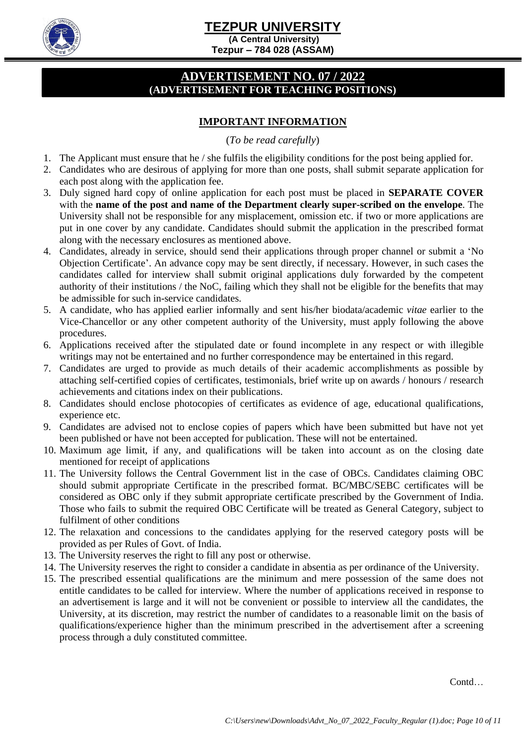# TEZPUR UNIVERSITY

**(A Central University)**
**Tezpur – 784 028 (ASSAM)**

## ADVERTISEMENT NO. 07 / 2022
**(ADVERTISEMENT FOR TEACHING POSITIONS)**

### IMPORTANT INFORMATION

(*To be read carefully*)

1. The Applicant must ensure that he / she fulfils the eligibility conditions for the post being applied for.
2. Candidates who are desirous of applying for more than one posts, shall submit separate application for each post along with the application fee.
3. Duly signed hard copy of online application for each post must be placed in **SEPARATE COVER** with the **name of the post and name of the Department clearly super-scribed on the envelope**. The University shall not be responsible for any misplacement, omission etc. if two or more applications are put in one cover by any candidate. Candidates should submit the application in the prescribed format along with the necessary enclosures as mentioned above.
4. Candidates, already in service, should send their applications through proper channel or submit a 'No Objection Certificate'. An advance copy may be sent directly, if necessary. However, in such cases the candidates called for interview shall submit original applications duly forwarded by the competent authority of their institutions / the NoC, failing which they shall not be eligible for the benefits that may be admissible for such in-service candidates.
5. A candidate, who has applied earlier informally and sent his/her biodata/academic *vitae* earlier to the Vice-Chancellor or any other competent authority of the University, must apply following the above procedures.
6. Applications received after the stipulated date or found incomplete in any respect or with illegible writings may not be entertained and no further correspondence may be entertained in this regard.
7. Candidates are urged to provide as much details of their academic accomplishments as possible by attaching self-certified copies of certificates, testimonials, brief write up on awards / honours / research achievements and citations index on their publications.
8. Candidates should enclose photocopies of certificates as evidence of age, educational qualifications, experience etc.
9. Candidates are advised not to enclose copies of papers which have been submitted but have not yet been published or have not been accepted for publication. These will not be entertained.
10. Maximum age limit, if any, and qualifications will be taken into account as on the closing date mentioned for receipt of applications
11. The University follows the Central Government list in the case of OBCs. Candidates claiming OBC should submit appropriate Certificate in the prescribed format. BC/MBC/SEBC certificates will be considered as OBC only if they submit appropriate certificate prescribed by the Government of India. Those who fails to submit the required OBC Certificate will be treated as General Category, subject to fulfilment of other conditions
12. The relaxation and concessions to the candidates applying for the reserved category posts will be provided as per Rules of Govt. of India.
13. The University reserves the right to fill any post or otherwise.
14. The University reserves the right to consider a candidate in absentia as per ordinance of the University.
15. The prescribed essential qualifications are the minimum and mere possession of the same does not entitle candidates to be called for interview. Where the number of applications received in response to an advertisement is large and it will not be convenient or possible to interview all the candidates, the University, at its discretion, may restrict the number of candidates to a reasonable limit on the basis of qualifications/experience higher than the minimum prescribed in the advertisement after a screening process through a duly constituted committee.

Contd…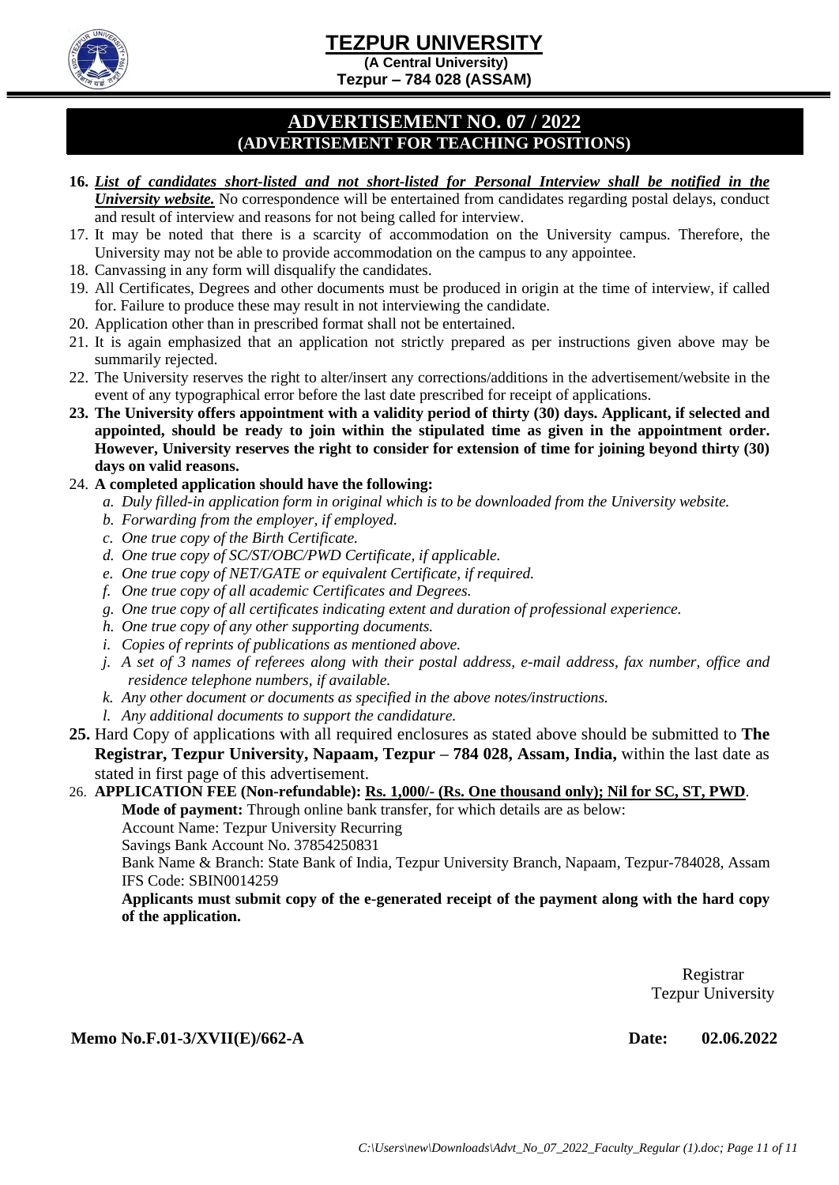# TEZPUR UNIVERSITY

**(A Central University)**
**Tezpur – 784 028 (ASSAM)**

## ADVERTISEMENT NO. 07 / 2022
**(ADVERTISEMENT FOR TEACHING POSITIONS)**

16. ***List of candidates short-listed and not short-listed for Personal Interview shall be notified in the University website.*** No correspondence will be entertained from candidates regarding postal delays, conduct and result of interview and reasons for not being called for interview.
17. It may be noted that there is a scarcity of accommodation on the University campus. Therefore, the University may not be able to provide accommodation on the campus to any appointee.
18. Canvassing in any form will disqualify the candidates.
19. All Certificates, Degrees and other documents must be produced in origin at the time of interview, if called for. Failure to produce these may result in not interviewing the candidate.
20. Application other than in prescribed format shall not be entertained.
21. It is again emphasized that an application not strictly prepared as per instructions given above may be summarily rejected.
22. The University reserves the right to alter/insert any corrections/additions in the advertisement/website in the event of any typographical error before the last date prescribed for receipt of applications.
23. **The University offers appointment with a validity period of thirty (30) days. Applicant, if selected and appointed, should be ready to join within the stipulated time as given in the appointment order. However, University reserves the right to consider for extension of time for joining beyond thirty (30) days on valid reasons.**
24. **A completed application should have the following:**
    - *a. Duly filled-in application form in original which is to be downloaded from the University website.*
    - *b. Forwarding from the employer, if employed.*
    - *c. One true copy of the Birth Certificate.*
    - *d. One true copy of SC/ST/OBC/PWD Certificate, if applicable.*
    - *e. One true copy of NET/GATE or equivalent Certificate, if required.*
    - *f. One true copy of all academic Certificates and Degrees.*
    - *g. One true copy of all certificates indicating extent and duration of professional experience.*
    - *h. One true copy of any other supporting documents.*
    - *i. Copies of reprints of publications as mentioned above.*
    - *j. A set of 3 names of referees along with their postal address, e-mail address, fax number, office and residence telephone numbers, if available.*
    - *k. Any other document or documents as specified in the above notes/instructions.*
    - *l. Any additional documents to support the candidature.*
25. Hard Copy of applications with all required enclosures as stated above should be submitted to **The Registrar, Tezpur University, Napaam, Tezpur – 784 028, Assam, India,** within the last date as stated in first page of this advertisement.
26. **APPLICATION FEE (Non-refundable): Rs. 1,000/- (Rs. One thousand only); Nil for SC, ST, PWD**.

    **Mode of payment:** Through online bank transfer, for which details are as below:
    Account Name: Tezpur University Recurring
    Savings Bank Account No. 37854250831
    Bank Name & Branch: State Bank of India, Tezpur University Branch, Napaam, Tezpur-784028, Assam
    IFS Code: SBIN0014259

    **Applicants must submit copy of the e-generated receipt of the payment along with the hard copy of the application.**

Registrar
Tezpur University

**Memo No.F.01-3/XVII(E)/662-A** **Date: 02.06.2022**